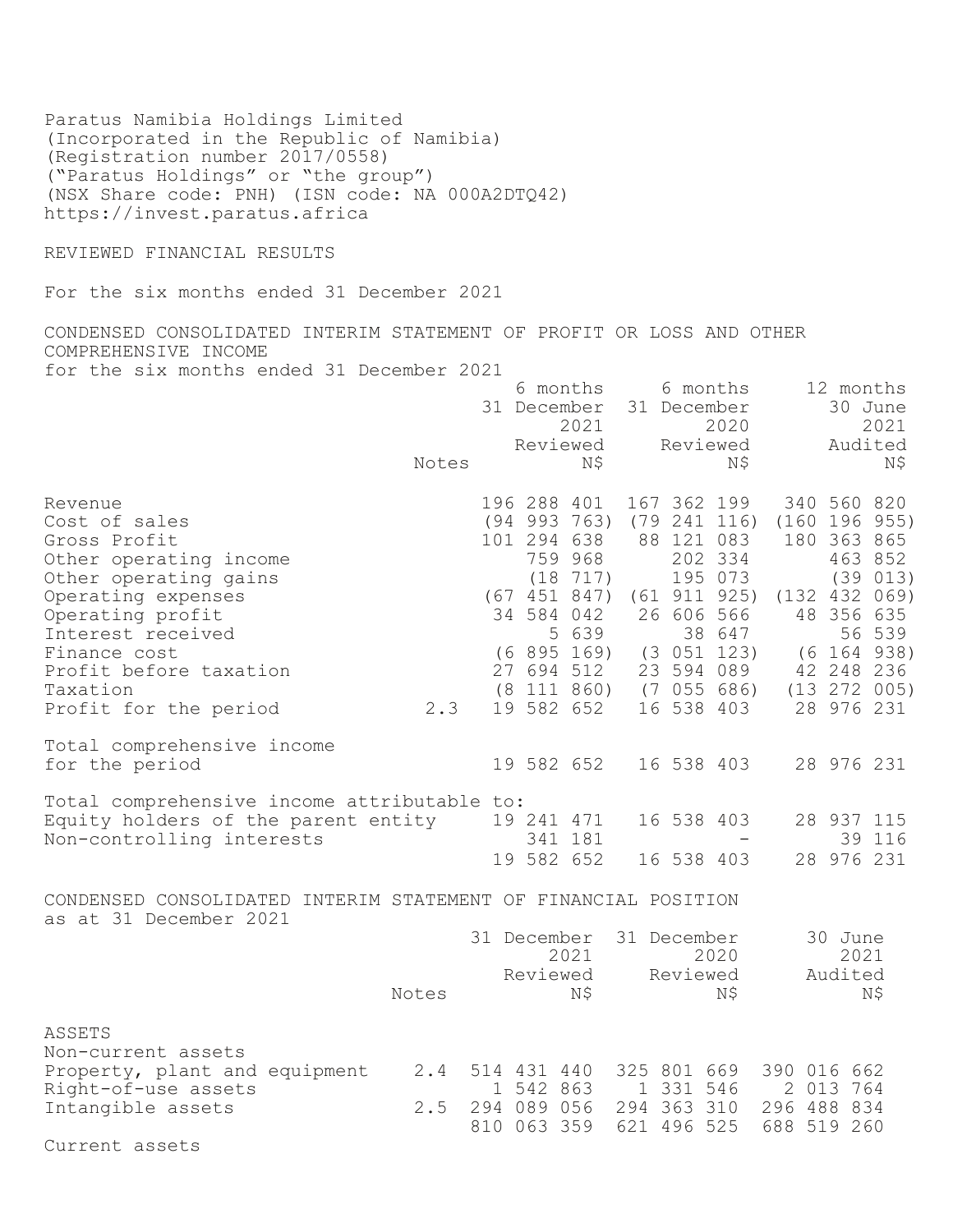Paratus Namibia Holdings Limited
(Incorporated in the Republic of Namibia)
(Registration number 2017/0558)
("Paratus Holdings" or "the group")
(NSX Share code: PNH) (ISN code: NA 000A2DTQ42)
https://invest.paratus.africa

## REVIEWED FINANCIAL RESULTS

For the six months ended 31 December 2021

### CONDENSED CONSOLIDATED INTERIM STATEMENT OF PROFIT OR LOSS AND OTHER COMPREHENSIVE INCOME

for the six months ended 31 December 2021

| | Notes | 6 months 31 December 2021 Reviewed N$ | 6 months 31 December 2020 Reviewed N$ | 12 months 30 June 2021 Audited N$ |
|---|---|---|---|---|
| Revenue | | 196 288 401 | 167 362 199 | 340 560 820 |
| Cost of sales | | (94 993 763) | (79 241 116) | (160 196 955) |
| Gross Profit | | 101 294 638 | 88 121 083 | 180 363 865 |
| Other operating income | | 759 968 | 202 334 | 463 852 |
| Other operating gains | | (18 717) | 195 073 | (39 013) |
| Operating expenses | | (67 451 847) | (61 911 925) | (132 432 069) |
| Operating profit | | 34 584 042 | 26 606 566 | 48 356 635 |
| Interest received | | 5 639 | 38 647 | 56 539 |
| Finance cost | | (6 895 169) | (3 051 123) | (6 164 938) |
| Profit before taxation | | 27 694 512 | 23 594 089 | 42 248 236 |
| Taxation | | (8 111 860) | (7 055 686) | (13 272 005) |
| Profit for the period | 2.3 | 19 582 652 | 16 538 403 | 28 976 231 |
| Total comprehensive income for the period | | 19 582 652 | 16 538 403 | 28 976 231 |
| Total comprehensive income attributable to: | | | | |
| Equity holders of the parent entity | | 19 241 471 | 16 538 403 | 28 937 115 |
| Non-controlling interests | | 341 181 | - | 39 116 |
| | | 19 582 652 | 16 538 403 | 28 976 231 |

### CONDENSED CONSOLIDATED INTERIM STATEMENT OF FINANCIAL POSITION

as at 31 December 2021

| | Notes | 31 December 2021 Reviewed N$ | 31 December 2020 Reviewed N$ | 30 June 2021 Audited N$ |
|---|---|---|---|---|
| ASSETS | | | | |
| Non-current assets | | | | |
| Property, plant and equipment | 2.4 | 514 431 440 | 325 801 669 | 390 016 662 |
| Right-of-use assets | | 1 542 863 | 1 331 546 | 2 013 764 |
| Intangible assets | 2.5 | 294 089 056 | 294 363 310 | 296 488 834 |
| | | 810 063 359 | 621 496 525 | 688 519 260 |
| Current assets | | | | |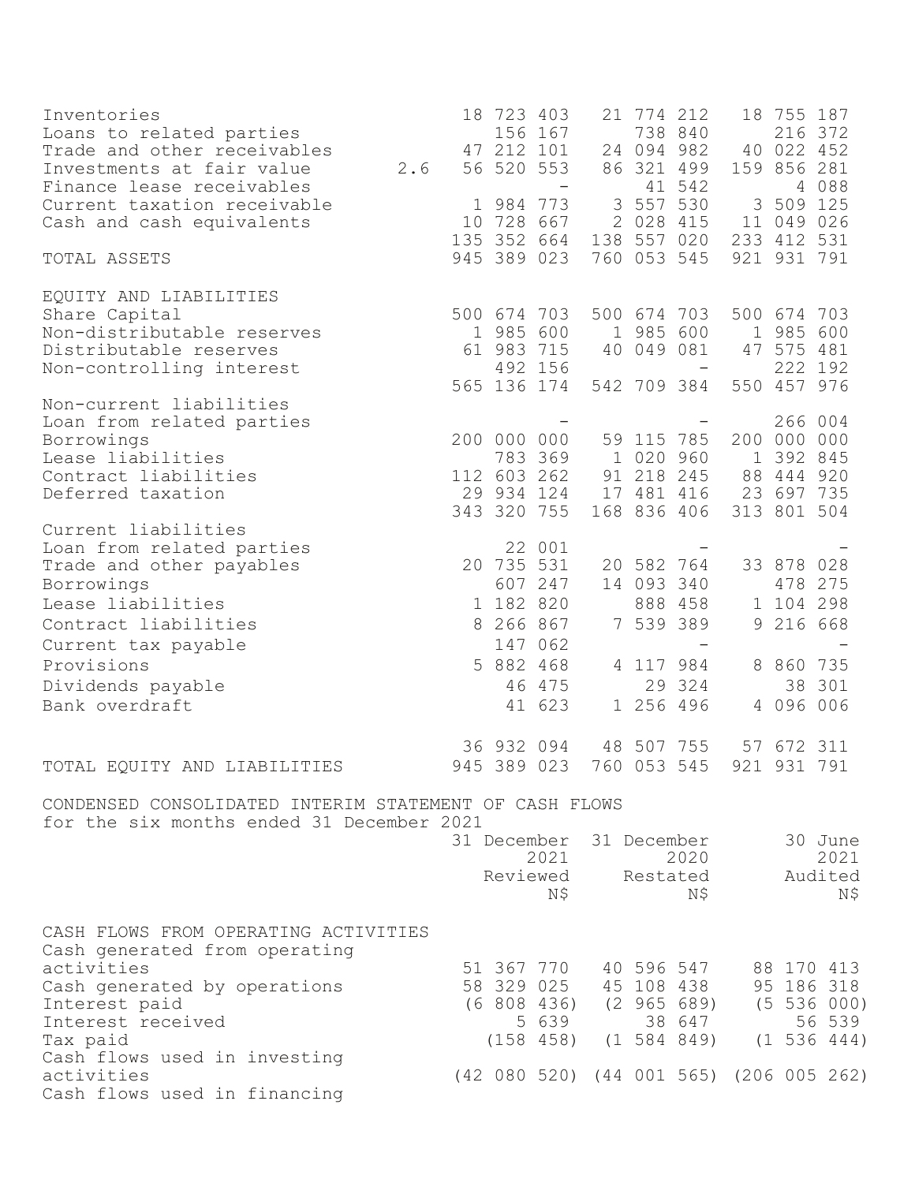| | Note | | | |
|---|---|---|---|---|
| Inventories | | 18 723 403 | 21 774 212 | 18 755 187 |
| Loans to related parties | | 156 167 | 738 840 | 216 372 |
| Trade and other receivables | | 47 212 101 | 24 094 982 | 40 022 452 |
| Investments at fair value | 2.6 | 56 520 553 | 86 321 499 | 159 856 281 |
| Finance lease receivables | | - | 41 542 | 4 088 |
| Current taxation receivable | | 1 984 773 | 3 557 530 | 3 509 125 |
| Cash and cash equivalents | | 10 728 667 | 2 028 415 | 11 049 026 |
| | | 135 352 664 | 138 557 020 | 233 412 531 |
| TOTAL ASSETS | | 945 389 023 | 760 053 545 | 921 931 791 |
| | | | | |
| EQUITY AND LIABILITIES | | | | |
| Share Capital | | 500 674 703 | 500 674 703 | 500 674 703 |
| Non-distributable reserves | | 1 985 600 | 1 985 600 | 1 985 600 |
| Distributable reserves | | 61 983 715 | 40 049 081 | 47 575 481 |
| Non-controlling interest | | 492 156 | - | 222 192 |
| | | 565 136 174 | 542 709 384 | 550 457 976 |
| Non-current liabilities | | | | |
| Loan from related parties | | - | - | 266 004 |
| Borrowings | | 200 000 000 | 59 115 785 | 200 000 000 |
| Lease liabilities | | 783 369 | 1 020 960 | 1 392 845 |
| Contract liabilities | | 112 603 262 | 91 218 245 | 88 444 920 |
| Deferred taxation | | 29 934 124 | 17 481 416 | 23 697 735 |
| | | 343 320 755 | 168 836 406 | 313 801 504 |
| Current liabilities | | | | |
| Loan from related parties | | 22 001 | - | - |
| Trade and other payables | | 20 735 531 | 20 582 764 | 33 878 028 |
| Borrowings | | 607 247 | 14 093 340 | 478 275 |
| Lease liabilities | | 1 182 820 | 888 458 | 1 104 298 |
| Contract liabilities | | 8 266 867 | 7 539 389 | 9 216 668 |
| Current tax payable | | 147 062 | - | - |
| Provisions | | 5 882 468 | 4 117 984 | 8 860 735 |
| Dividends payable | | 46 475 | 29 324 | 38 301 |
| Bank overdraft | | 41 623 | 1 256 496 | 4 096 006 |
| | | | | |
| | | 36 932 094 | 48 507 755 | 57 672 311 |
| TOTAL EQUITY AND LIABILITIES | | 945 389 023 | 760 053 545 | 921 931 791 |

## CONDENSED CONSOLIDATED INTERIM STATEMENT OF CASH FLOWS

for the six months ended 31 December 2021

| | 31 December 2021 Reviewed N$ | 31 December 2020 Restated N$ | 30 June 2021 Audited N$ |
|---|---|---|---|
| CASH FLOWS FROM OPERATING ACTIVITIES | | | |
| Cash generated from operating activities | 51 367 770 | 40 596 547 | 88 170 413 |
| Cash generated by operations | 58 329 025 | 45 108 438 | 95 186 318 |
| Interest paid | (6 808 436) | (2 965 689) | (5 536 000) |
| Interest received | 5 639 | 38 647 | 56 539 |
| Tax paid | (158 458) | (1 584 849) | (1 536 444) |
| Cash flows used in investing activities | (42 080 520) | (44 001 565) | (206 005 262) |
| Cash flows used in financing | | | |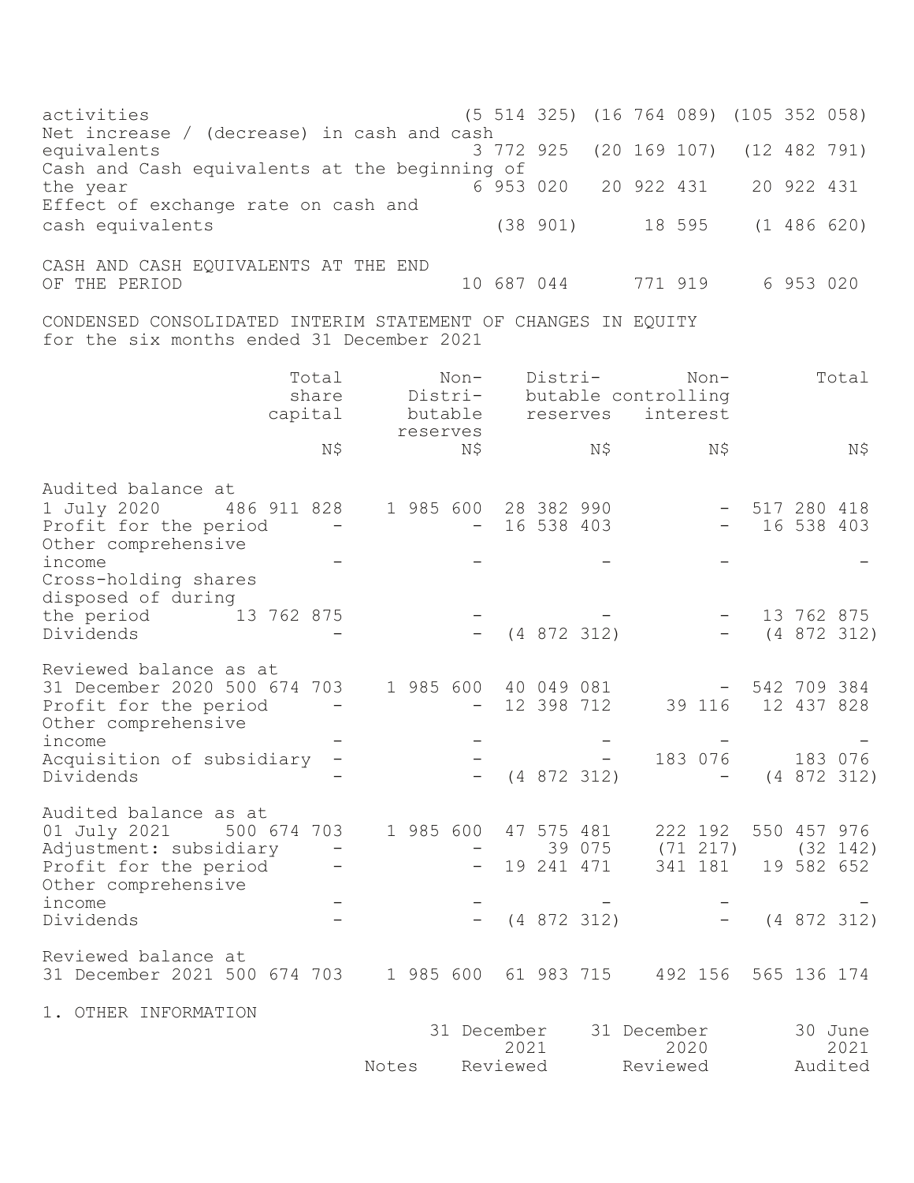| | | | |
|---|---|---|---|
| activities | (5 514 325) | (16 764 089) | (105 352 058) |
| Net increase / (decrease) in cash and cash equivalents | 3 772 925 | (20 169 107) | (12 482 791) |
| Cash and Cash equivalents at the beginning of the year | 6 953 020 | 20 922 431 | 20 922 431 |
| Effect of exchange rate on cash and cash equivalents | (38 901) | 18 595 | (1 486 620) |
| CASH AND CASH EQUIVALENTS AT THE END OF THE PERIOD | 10 687 044 | 771 919 | 6 953 020 |

CONDENSED CONSOLIDATED INTERIM STATEMENT OF CHANGES IN EQUITY
for the six months ended 31 December 2021

| | Total share capital | Non-Distributable reserves | Distributable reserves | Non-controlling interest | Total |
|---|---|---|---|---|---|
| | N$ | N$ | N$ | N$ | N$ |
| Audited balance at 1 July 2020 | 486 911 828 | 1 985 600 | 28 382 990 | - | 517 280 418 |
| Profit for the period | - | - | 16 538 403 | - | 16 538 403 |
| Other comprehensive income | - | - | - | - | - |
| Cross-holding shares disposed of during the period | 13 762 875 | - | - | - | 13 762 875 |
| Dividends | - | - | (4 872 312) | - | (4 872 312) |
| Reviewed balance as at 31 December 2020 | 500 674 703 | 1 985 600 | 40 049 081 | - | 542 709 384 |
| Profit for the period | - | - | 12 398 712 | 39 116 | 12 437 828 |
| Other comprehensive income | - | - | - | - | - |
| Acquisition of subsidiary | - | - | - | 183 076 | 183 076 |
| Dividends | - | - | (4 872 312) | - | (4 872 312) |
| Audited balance as at 01 July 2021 | 500 674 703 | 1 985 600 | 47 575 481 | 222 192 | 550 457 976 |
| Adjustment: subsidiary | - | - | 39 075 | (71 217) | (32 142) |
| Profit for the period | - | - | 19 241 471 | 341 181 | 19 582 652 |
| Other comprehensive income | - | - | - | - | - |
| Dividends | - | - | (4 872 312) | - | (4 872 312) |
| Reviewed balance at 31 December 2021 | 500 674 703 | 1 985 600 | 61 983 715 | 492 156 | 565 136 174 |

1. OTHER INFORMATION

| | Notes | 31 December 2021 Reviewed | 31 December 2020 Reviewed | 30 June 2021 Audited |
|---|---|---|---|---|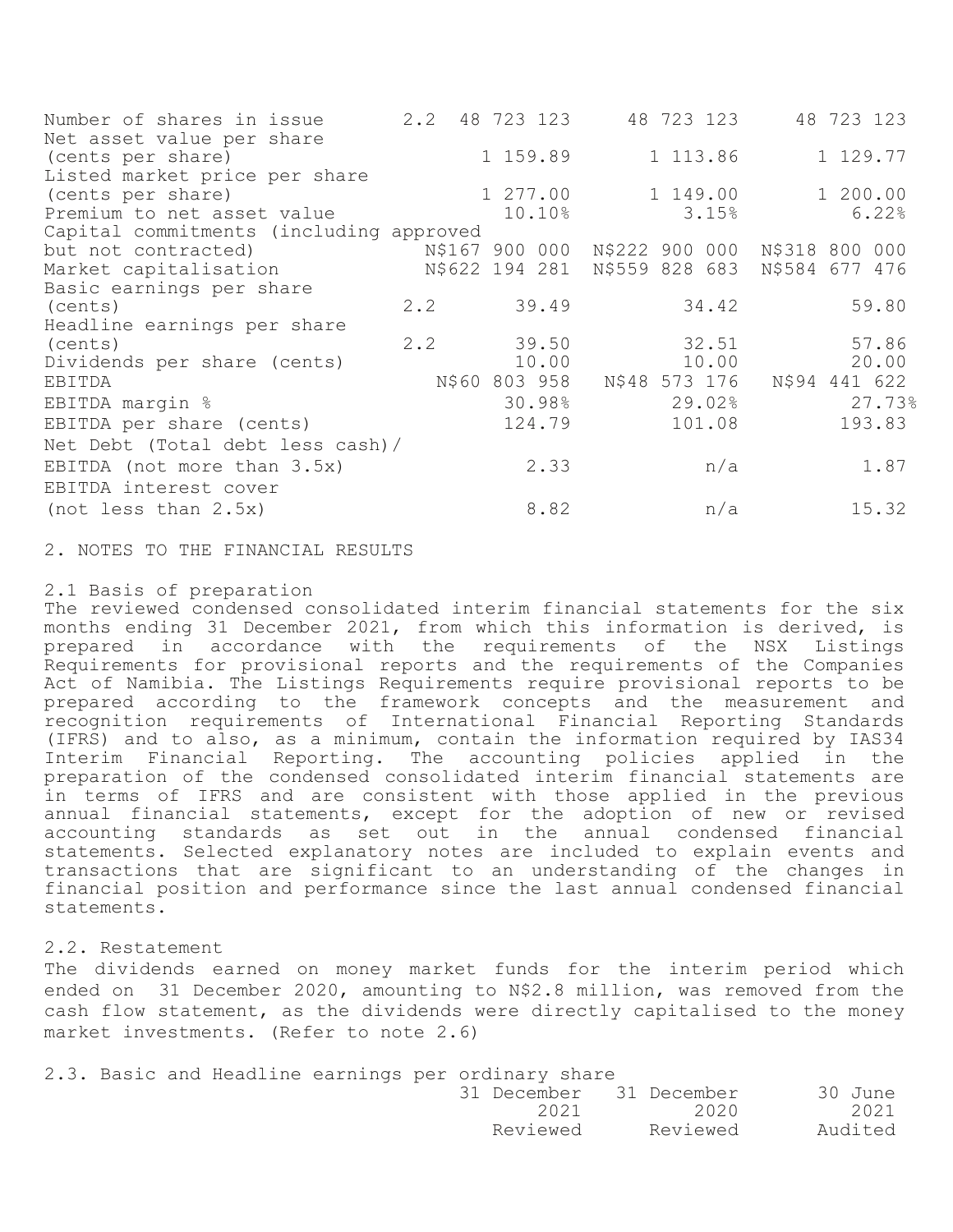| | | | | |
|---|---|---|---|---|
| Number of shares in issue | 2.2 | 48 723 123 | 48 723 123 | 48 723 123 |
| Net asset value per share (cents per share) | | 1 159.89 | 1 113.86 | 1 129.77 |
| Listed market price per share (cents per share) | | 1 277.00 | 1 149.00 | 1 200.00 |
| Premium to net asset value | | 10.10% | 3.15% | 6.22% |
| Capital commitments (including approved but not contracted) | | N$167 900 000 | N$222 900 000 | N$318 800 000 |
| Market capitalisation | | N$622 194 281 | N$559 828 683 | N$584 677 476 |
| Basic earnings per share (cents) | 2.2 | 39.49 | 34.42 | 59.80 |
| Headline earnings per share (cents) | 2.2 | 39.50 | 32.51 | 57.86 |
| Dividends per share (cents) | | 10.00 | 10.00 | 20.00 |
| EBITDA | | N$60 803 958 | N$48 573 176 | N$94 441 622 |
| EBITDA margin % | | 30.98% | 29.02% | 27.73% |
| EBITDA per share (cents) | | 124.79 | 101.08 | 193.83 |
| Net Debt (Total debt less cash)/ EBITDA (not more than 3.5x) | | 2.33 | n/a | 1.87 |
| EBITDA interest cover (not less than 2.5x) | | 8.82 | n/a | 15.32 |

## 2. NOTES TO THE FINANCIAL RESULTS

### 2.1 Basis of preparation

The reviewed condensed consolidated interim financial statements for the six months ending 31 December 2021, from which this information is derived, is prepared in accordance with the requirements of the NSX Listings Requirements for provisional reports and the requirements of the Companies Act of Namibia. The Listings Requirements require provisional reports to be prepared according to the framework concepts and the measurement and recognition requirements of International Financial Reporting Standards (IFRS) and to also, as a minimum, contain the information required by IAS34 Interim Financial Reporting. The accounting policies applied in the preparation of the condensed consolidated interim financial statements are in terms of IFRS and are consistent with those applied in the previous annual financial statements, except for the adoption of new or revised accounting standards as set out in the annual condensed financial statements. Selected explanatory notes are included to explain events and transactions that are significant to an understanding of the changes in financial position and performance since the last annual condensed financial statements.

### 2.2. Restatement

The dividends earned on money market funds for the interim period which ended on 31 December 2020, amounting to N$2.8 million, was removed from the cash flow statement, as the dividends were directly capitalised to the money market investments. (Refer to note 2.6)

### 2.3. Basic and Headline earnings per ordinary share

| | 31 December 2021 Reviewed | 31 December 2020 Reviewed | 30 June 2021 Audited |
|---|---|---|---|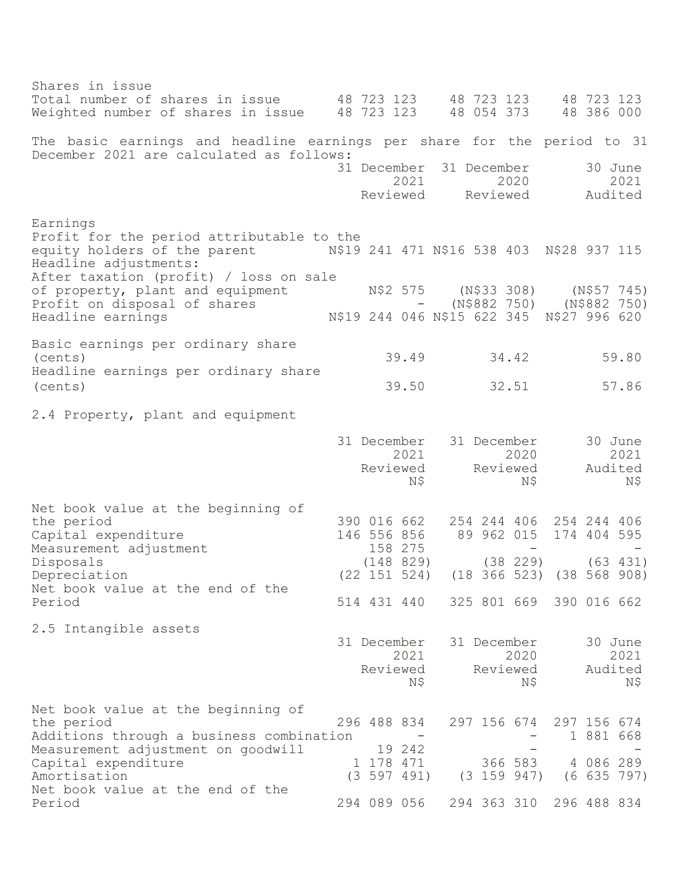| Shares in issue | | | |
|---|---|---|---|
| Total number of shares in issue | 48 723 123 | 48 723 123 | 48 723 123 |
| Weighted number of shares in issue | 48 723 123 | 48 054 373 | 48 386 000 |

The basic earnings and headline earnings per share for the period to 31 December 2021 are calculated as follows:

| | 31 December 2021 Reviewed | 31 December 2020 Reviewed | 30 June 2021 Audited |
|---|---|---|---|
| Earnings | | | |
| Profit for the period attributable to the equity holders of the parent | N$19 241 471 | N$16 538 403 | N$28 937 115 |
| Headline adjustments: | | | |
| After taxation (profit) / loss on sale of property, plant and equipment | N$2 575 | (N$33 308) | (N$57 745) |
| Profit on disposal of shares | - | (N$882 750) | (N$882 750) |
| Headline earnings | N$19 244 046 | N$15 622 345 | N$27 996 620 |
| Basic earnings per ordinary share (cents) | 39.49 | 34.42 | 59.80 |
| Headline earnings per ordinary share (cents) | 39.50 | 32.51 | 57.86 |

2.4 Property, plant and equipment

| | 31 December 2021 Reviewed N$ | 31 December 2020 Reviewed N$ | 30 June 2021 Audited N$ |
|---|---|---|---|
| Net book value at the beginning of the period | 390 016 662 | 254 244 406 | 254 244 406 |
| Capital expenditure | 146 556 856 | 89 962 015 | 174 404 595 |
| Measurement adjustment | 158 275 | - | - |
| Disposals | (148 829) | (38 229) | (63 431) |
| Depreciation | (22 151 524) | (18 366 523) | (38 568 908) |
| Net book value at the end of the Period | 514 431 440 | 325 801 669 | 390 016 662 |

2.5 Intangible assets

| | 31 December 2021 Reviewed N$ | 31 December 2020 Reviewed N$ | 30 June 2021 Audited N$ |
|---|---|---|---|
| Net book value at the beginning of the period | 296 488 834 | 297 156 674 | 297 156 674 |
| Additions through a business combination | - | - | 1 881 668 |
| Measurement adjustment on goodwill | 19 242 | - | - |
| Capital expenditure | 1 178 471 | 366 583 | 4 086 289 |
| Amortisation | (3 597 491) | (3 159 947) | (6 635 797) |
| Net book value at the end of the Period | 294 089 056 | 294 363 310 | 296 488 834 |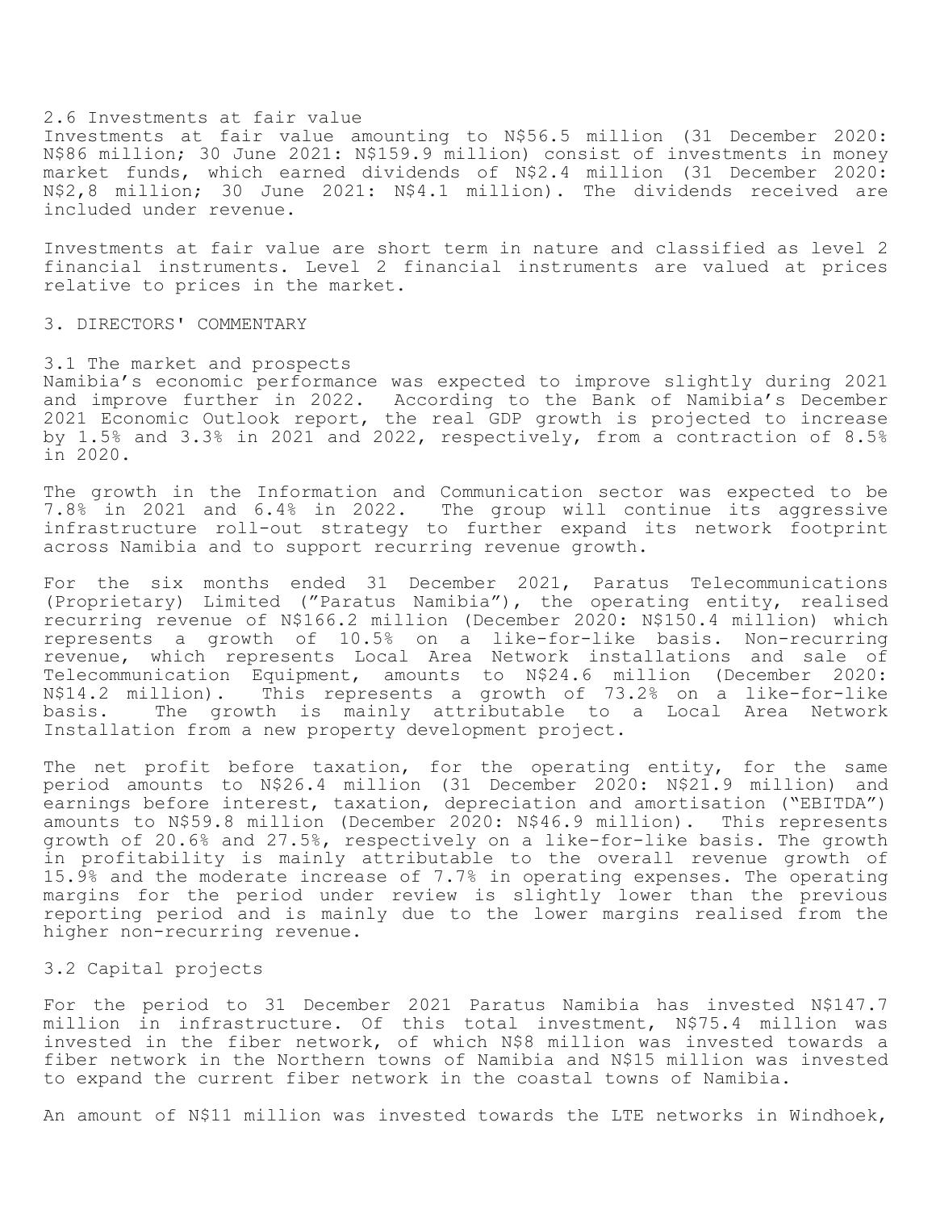### 2.6 Investments at fair value

Investments at fair value amounting to N$56.5 million (31 December 2020: N$86 million; 30 June 2021: N$159.9 million) consist of investments in money market funds, which earned dividends of N$2.4 million (31 December 2020: N$2,8 million; 30 June 2021: N$4.1 million). The dividends received are included under revenue.

Investments at fair value are short term in nature and classified as level 2 financial instruments. Level 2 financial instruments are valued at prices relative to prices in the market.

## 3. DIRECTORS' COMMENTARY

### 3.1 The market and prospects

Namibia's economic performance was expected to improve slightly during 2021 and improve further in 2022. According to the Bank of Namibia's December 2021 Economic Outlook report, the real GDP growth is projected to increase by 1.5% and 3.3% in 2021 and 2022, respectively, from a contraction of 8.5% in 2020.

The growth in the Information and Communication sector was expected to be 7.8% in 2021 and 6.4% in 2022. The group will continue its aggressive infrastructure roll-out strategy to further expand its network footprint across Namibia and to support recurring revenue growth.

For the six months ended 31 December 2021, Paratus Telecommunications (Proprietary) Limited ("Paratus Namibia"), the operating entity, realised recurring revenue of N$166.2 million (December 2020: N$150.4 million) which represents a growth of 10.5% on a like-for-like basis. Non-recurring revenue, which represents Local Area Network installations and sale of Telecommunication Equipment, amounts to N$24.6 million (December 2020: N$14.2 million). This represents a growth of 73.2% on a like-for-like basis. The growth is mainly attributable to a Local Area Network Installation from a new property development project.

The net profit before taxation, for the operating entity, for the same period amounts to N$26.4 million (31 December 2020: N$21.9 million) and earnings before interest, taxation, depreciation and amortisation ("EBITDA") amounts to N$59.8 million (December 2020: N$46.9 million). This represents growth of 20.6% and 27.5%, respectively on a like-for-like basis. The growth in profitability is mainly attributable to the overall revenue growth of 15.9% and the moderate increase of 7.7% in operating expenses. The operating margins for the period under review is slightly lower than the previous reporting period and is mainly due to the lower margins realised from the higher non-recurring revenue.

### 3.2 Capital projects

For the period to 31 December 2021 Paratus Namibia has invested N$147.7 million in infrastructure. Of this total investment, N$75.4 million was invested in the fiber network, of which N$8 million was invested towards a fiber network in the Northern towns of Namibia and N$15 million was invested to expand the current fiber network in the coastal towns of Namibia.

An amount of N$11 million was invested towards the LTE networks in Windhoek,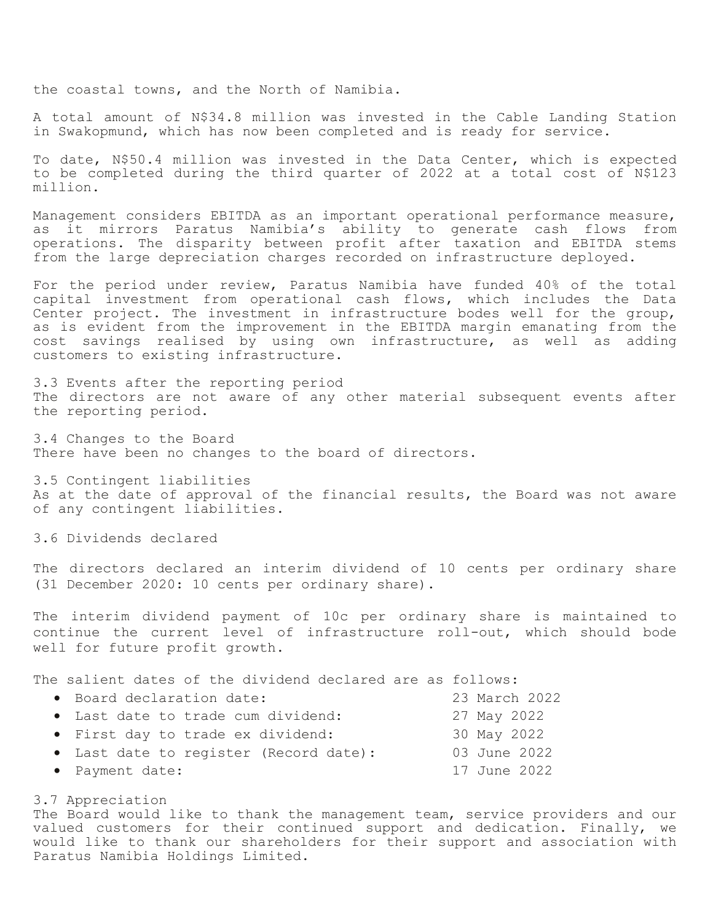the coastal towns, and the North of Namibia.

A total amount of N$34.8 million was invested in the Cable Landing Station in Swakopmund, which has now been completed and is ready for service.

To date, N$50.4 million was invested in the Data Center, which is expected to be completed during the third quarter of 2022 at a total cost of N$123 million.

Management considers EBITDA as an important operational performance measure, as it mirrors Paratus Namibia's ability to generate cash flows from operations. The disparity between profit after taxation and EBITDA stems from the large depreciation charges recorded on infrastructure deployed.

For the period under review, Paratus Namibia have funded 40% of the total capital investment from operational cash flows, which includes the Data Center project. The investment in infrastructure bodes well for the group, as is evident from the improvement in the EBITDA margin emanating from the cost savings realised by using own infrastructure, as well as adding customers to existing infrastructure.

### 3.3 Events after the reporting period

The directors are not aware of any other material subsequent events after the reporting period.

### 3.4 Changes to the Board

There have been no changes to the board of directors.

### 3.5 Contingent liabilities

As at the date of approval of the financial results, the Board was not aware of any contingent liabilities.

### 3.6 Dividends declared

The directors declared an interim dividend of 10 cents per ordinary share (31 December 2020: 10 cents per ordinary share).

The interim dividend payment of 10c per ordinary share is maintained to continue the current level of infrastructure roll-out, which should bode well for future profit growth.

The salient dates of the dividend declared are as follows:

- Board declaration date: 23 March 2022
- Last date to trade cum dividend: 27 May 2022
- First day to trade ex dividend: 30 May 2022
- Last date to register (Record date): 03 June 2022
- Payment date: 17 June 2022

### 3.7 Appreciation

The Board would like to thank the management team, service providers and our valued customers for their continued support and dedication. Finally, we would like to thank our shareholders for their support and association with Paratus Namibia Holdings Limited.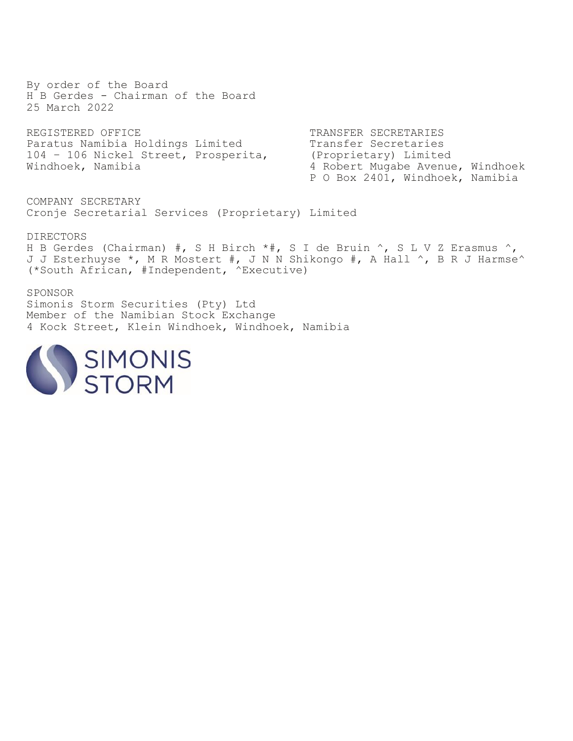By order of the Board
H B Gerdes - Chairman of the Board
25 March 2022

REGISTERED OFFICE
Paratus Namibia Holdings Limited
104 – 106 Nickel Street, Prosperita,
Windhoek, Namibia

TRANSFER SECRETARIES
Transfer Secretaries
(Proprietary) Limited
4 Robert Mugabe Avenue, Windhoek
P O Box 2401, Windhoek, Namibia

COMPANY SECRETARY
Cronje Secretarial Services (Proprietary) Limited

DIRECTORS
H B Gerdes (Chairman) #, S H Birch *#, S I de Bruin ^, S L V Z Erasmus ^,
J J Esterhuyse *, M R Mostert #, J N N Shikongo #, A Hall ^, B R J Harmse^
(*South African, #Independent, ^Executive)

SPONSOR
Simonis Storm Securities (Pty) Ltd
Member of the Namibian Stock Exchange
4 Kock Street, Klein Windhoek, Windhoek, Namibia

SIMONIS STORM